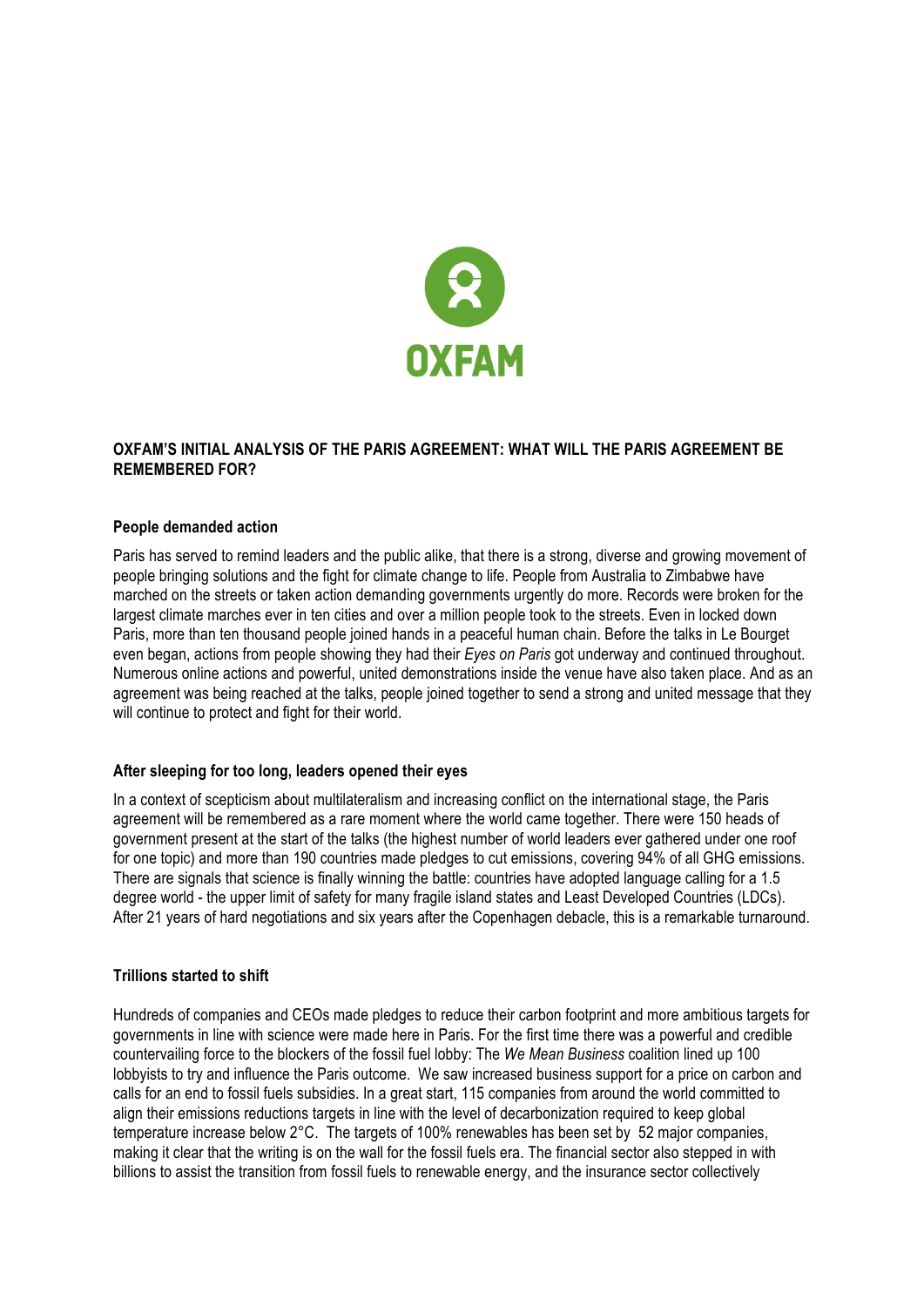OXFAM

## OXFAM'S INITIAL ANALYSIS OF THE PARIS AGREEMENT: WHAT WILL THE PARIS AGREEMENT BE REMEMBERED FOR?

### People demanded action

Paris has served to remind leaders and the public alike, that there is a strong, diverse and growing movement of people bringing solutions and the fight for climate change to life. People from Australia to Zimbabwe have marched on the streets or taken action demanding governments urgently do more. Records were broken for the largest climate marches ever in ten cities and over a million people took to the streets. Even in locked down Paris, more than ten thousand people joined hands in a peaceful human chain. Before the talks in Le Bourget even began, actions from people showing they had their *Eyes on Paris* got underway and continued throughout. Numerous online actions and powerful, united demonstrations inside the venue have also taken place. And as an agreement was being reached at the talks, people joined together to send a strong and united message that they will continue to protect and fight for their world.

### After sleeping for too long, leaders opened their eyes

In a context of scepticism about multilateralism and increasing conflict on the international stage, the Paris agreement will be remembered as a rare moment where the world came together. There were 150 heads of government present at the start of the talks (the highest number of world leaders ever gathered under one roof for one topic) and more than 190 countries made pledges to cut emissions, covering 94% of all GHG emissions. There are signals that science is finally winning the battle: countries have adopted language calling for a 1.5 degree world - the upper limit of safety for many fragile island states and Least Developed Countries (LDCs). After 21 years of hard negotiations and six years after the Copenhagen debacle, this is a remarkable turnaround.

### Trillions started to shift

Hundreds of companies and CEOs made pledges to reduce their carbon footprint and more ambitious targets for governments in line with science were made here in Paris. For the first time there was a powerful and credible countervailing force to the blockers of the fossil fuel lobby: The *We Mean Business* coalition lined up 100 lobbyists to try and influence the Paris outcome. We saw increased business support for a price on carbon and calls for an end to fossil fuels subsidies. In a great start, 115 companies from around the world committed to align their emissions reductions targets in line with the level of decarbonization required to keep global temperature increase below 2°C. The targets of 100% renewables has been set by 52 major companies, making it clear that the writing is on the wall for the fossil fuels era. The financial sector also stepped in with billions to assist the transition from fossil fuels to renewable energy, and the insurance sector collectively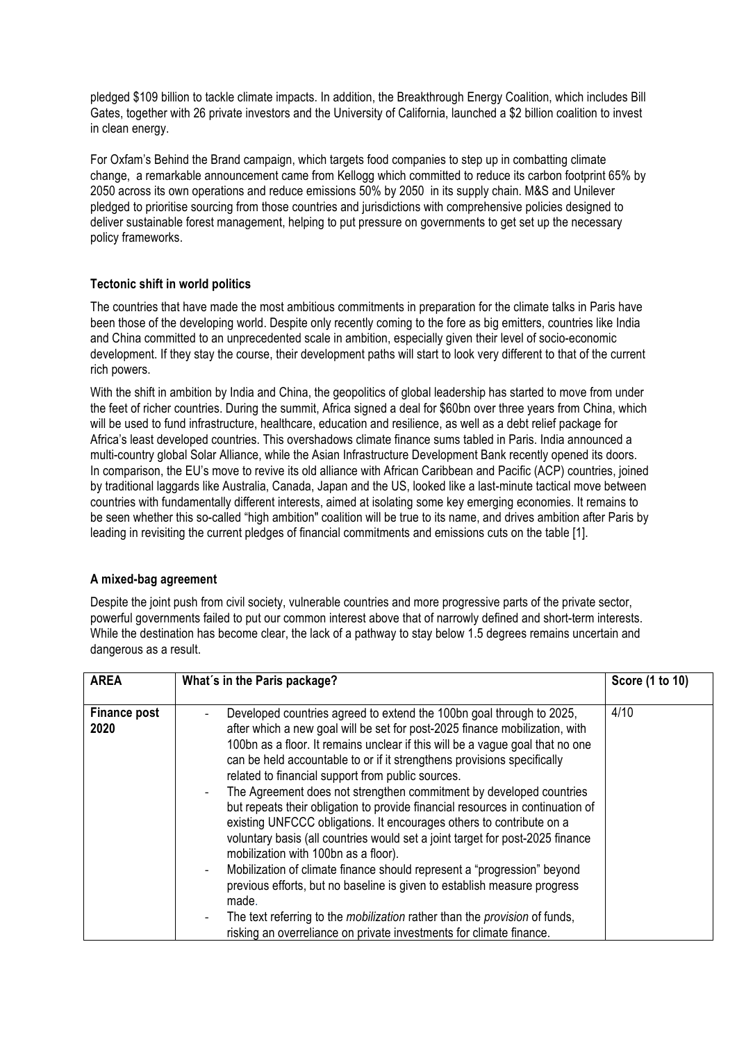pledged $109 billion to tackle climate impacts. In addition, the Breakthrough Energy Coalition, which includes Bill Gates, together with 26 private investors and the University of California, launched a $2 billion coalition to invest in clean energy.

For Oxfam's Behind the Brand campaign, which targets food companies to step up in combatting climate change, a remarkable announcement came from Kellogg which committed to reduce its carbon footprint 65% by 2050 across its own operations and reduce emissions 50% by 2050 in its supply chain. M&S and Unilever pledged to prioritise sourcing from those countries and jurisdictions with comprehensive policies designed to deliver sustainable forest management, helping to put pressure on governments to get set up the necessary policy frameworks.

### Tectonic shift in world politics

The countries that have made the most ambitious commitments in preparation for the climate talks in Paris have been those of the developing world. Despite only recently coming to the fore as big emitters, countries like India and China committed to an unprecedented scale in ambition, especially given their level of socio-economic development. If they stay the course, their development paths will start to look very different to that of the current rich powers.

With the shift in ambition by India and China, the geopolitics of global leadership has started to move from under the feet of richer countries. During the summit, Africa signed a deal for $60bn over three years from China, which will be used to fund infrastructure, healthcare, education and resilience, as well as a debt relief package for Africa's least developed countries. This overshadows climate finance sums tabled in Paris. India announced a multi-country global Solar Alliance, while the Asian Infrastructure Development Bank recently opened its doors. In comparison, the EU's move to revive its old alliance with African Caribbean and Pacific (ACP) countries, joined by traditional laggards like Australia, Canada, Japan and the US, looked like a last-minute tactical move between countries with fundamentally different interests, aimed at isolating some key emerging economies. It remains to be seen whether this so-called "high ambition" coalition will be true to its name, and drives ambition after Paris by leading in revisiting the current pledges of financial commitments and emissions cuts on the table [1].

### A mixed-bag agreement

Despite the joint push from civil society, vulnerable countries and more progressive parts of the private sector, powerful governments failed to put our common interest above that of narrowly defined and short-term interests. While the destination has become clear, the lack of a pathway to stay below 1.5 degrees remains uncertain and dangerous as a result.

| AREA | What´s in the Paris package? | Score (1 to 10) |
|---|---|---|
| **Finance post 2020** | - Developed countries agreed to extend the 100bn goal through to 2025, after which a new goal will be set for post-2025 finance mobilization, with 100bn as a floor. It remains unclear if this will be a vague goal that no one can be held accountable to or if it strengthens provisions specifically related to financial support from public sources.<br>- The Agreement does not strengthen commitment by developed countries but repeats their obligation to provide financial resources in continuation of existing UNFCCC obligations. It encourages others to contribute on a voluntary basis (all countries would set a joint target for post-2025 finance mobilization with 100bn as a floor).<br>- Mobilization of climate finance should represent a "progression" beyond previous efforts, but no baseline is given to establish measure progress made.<br>- The text referring to the *mobilization* rather than the *provision* of funds, risking an overreliance on private investments for climate finance. | 4/10 |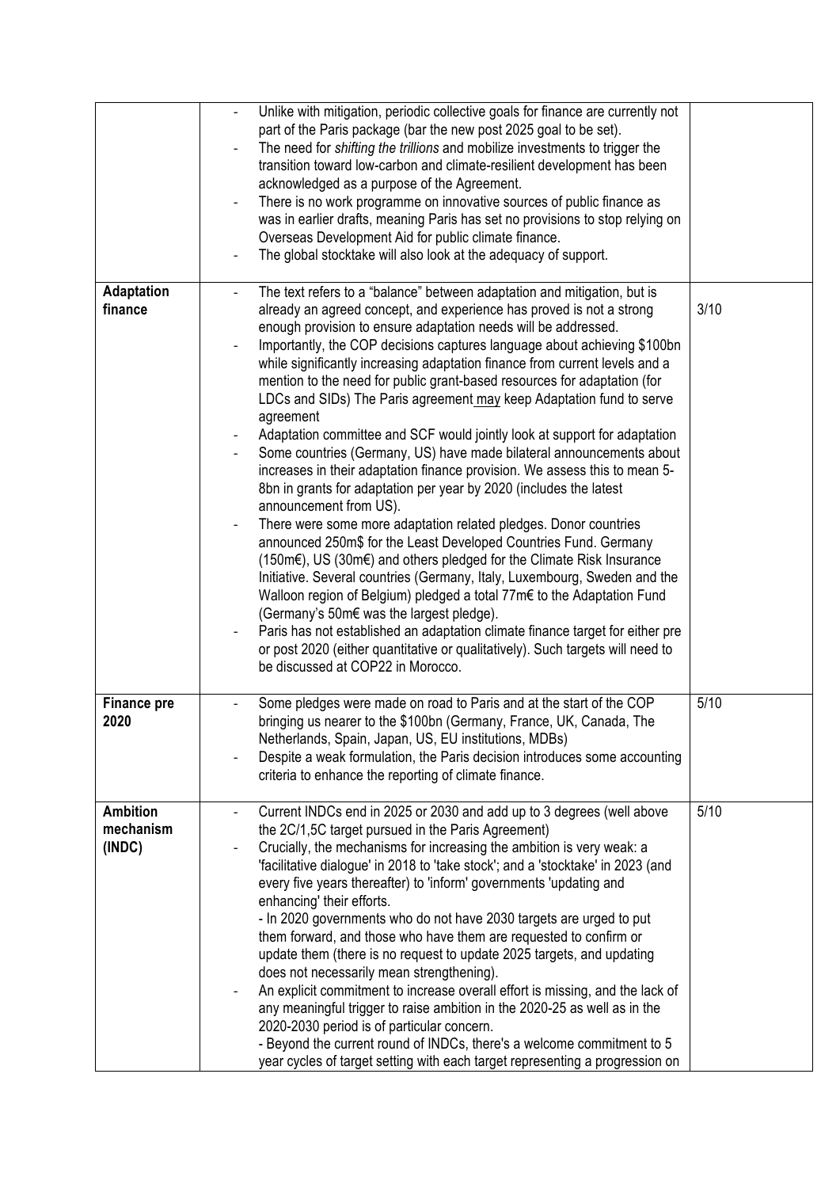| | | |
|---|---|---|
| | - Unlike with mitigation, periodic collective goals for finance are currently not part of the Paris package (bar the new post 2025 goal to be set).<br>- The need for *shifting the trillions* and mobilize investments to trigger the transition toward low-carbon and climate-resilient development has been acknowledged as a purpose of the Agreement.<br>- There is no work programme on innovative sources of public finance as was in earlier drafts, meaning Paris has set no provisions to stop relying on Overseas Development Aid for public climate finance.<br>- The global stocktake will also look at the adequacy of support. | |
| **Adaptation finance** | - The text refers to a "balance" between adaptation and mitigation, but is already an agreed concept, and experience has proved is not a strong enough provision to ensure adaptation needs will be addressed.<br>- Importantly, the COP decisions captures language about achieving $100bn while significantly increasing adaptation finance from current levels and a mention to the need for public grant-based resources for adaptation (for LDCs and SIDs) The Paris agreement <u>may</u> keep Adaptation fund to serve agreement<br>- Adaptation committee and SCF would jointly look at support for adaptation<br>- Some countries (Germany, US) have made bilateral announcements about increases in their adaptation finance provision. We assess this to mean 5-8bn in grants for adaptation per year by 2020 (includes the latest announcement from US).<br>- There were some more adaptation related pledges. Donor countries announced 250m$ for the Least Developed Countries Fund. Germany (150m€), US (30m€) and others pledged for the Climate Risk Insurance Initiative. Several countries (Germany, Italy, Luxembourg, Sweden and the Walloon region of Belgium) pledged a total 77m€ to the Adaptation Fund (Germany's 50m€ was the largest pledge).<br>- Paris has not established an adaptation climate finance target for either pre or post 2020 (either quantitative or qualitatively). Such targets will need to be discussed at COP22 in Morocco. | 3/10 |
| **Finance pre 2020** | - Some pledges were made on road to Paris and at the start of the COP bringing us nearer to the $100bn (Germany, France, UK, Canada, The Netherlands, Spain, Japan, US, EU institutions, MDBs)<br>- Despite a weak formulation, the Paris decision introduces some accounting criteria to enhance the reporting of climate finance. | 5/10 |
| **Ambition mechanism (INDC)** | - Current INDCs end in 2025 or 2030 and add up to 3 degrees (well above the 2C/1,5C target pursued in the Paris Agreement)<br>- Crucially, the mechanisms for increasing the ambition is very weak: a 'facilitative dialogue' in 2018 to 'take stock'; and a 'stocktake' in 2023 (and every five years thereafter) to 'inform' governments 'updating and enhancing' their efforts.<br>- In 2020 governments who do not have 2030 targets are urged to put them forward, and those who have them are requested to confirm or update them (there is no request to update 2025 targets, and updating does not necessarily mean strengthening).<br>- An explicit commitment to increase overall effort is missing, and the lack of any meaningful trigger to raise ambition in the 2020-25 as well as in the 2020-2030 period is of particular concern.<br>- Beyond the current round of INDCs, there's a welcome commitment to 5 year cycles of target setting with each target representing a progression on | 5/10 |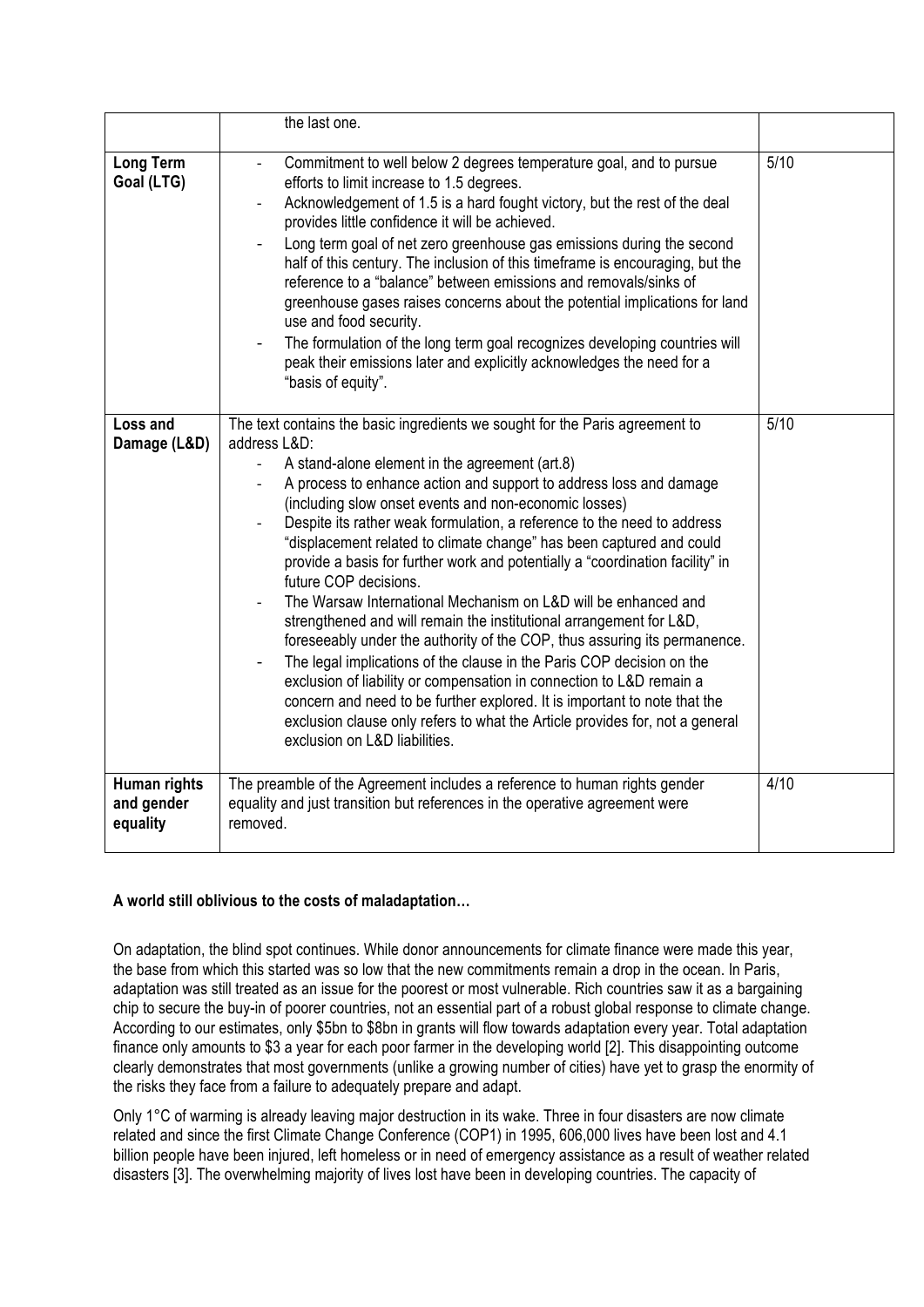| | | |
|---|---|---|
| | the last one. | |
| **Long Term Goal (LTG)** | - Commitment to well below 2 degrees temperature goal, and to pursue efforts to limit increase to 1.5 degrees.<br>- Acknowledgement of 1.5 is a hard fought victory, but the rest of the deal provides little confidence it will be achieved.<br>- Long term goal of net zero greenhouse gas emissions during the second half of this century. The inclusion of this timeframe is encouraging, but the reference to a "balance" between emissions and removals/sinks of greenhouse gases raises concerns about the potential implications for land use and food security.<br>- The formulation of the long term goal recognizes developing countries will peak their emissions later and explicitly acknowledges the need for a "basis of equity". | 5/10 |
| **Loss and Damage (L&D)** | The text contains the basic ingredients we sought for the Paris agreement to address L&D:<br>- A stand-alone element in the agreement (art.8)<br>- A process to enhance action and support to address loss and damage (including slow onset events and non-economic losses)<br>- Despite its rather weak formulation, a reference to the need to address "displacement related to climate change" has been captured and could provide a basis for further work and potentially a "coordination facility" in future COP decisions.<br>- The Warsaw International Mechanism on L&D will be enhanced and strengthened and will remain the institutional arrangement for L&D, foreseeably under the authority of the COP, thus assuring its permanence.<br>- The legal implications of the clause in the Paris COP decision on the exclusion of liability or compensation in connection to L&D remain a concern and need to be further explored. It is important to note that the exclusion clause only refers to what the Article provides for, not a general exclusion on L&D liabilities. | 5/10 |
| **Human rights and gender equality** | The preamble of the Agreement includes a reference to human rights gender equality and just transition but references in the operative agreement were removed. | 4/10 |

**A world still oblivious to the costs of maladaptation…**

On adaptation, the blind spot continues. While donor announcements for climate finance were made this year, the base from which this started was so low that the new commitments remain a drop in the ocean. In Paris, adaptation was still treated as an issue for the poorest or most vulnerable. Rich countries saw it as a bargaining chip to secure the buy-in of poorer countries, not an essential part of a robust global response to climate change. According to our estimates, only $5bn to $8bn in grants will flow towards adaptation every year. Total adaptation finance only amounts to $3 a year for each poor farmer in the developing world [2]. This disappointing outcome clearly demonstrates that most governments (unlike a growing number of cities) have yet to grasp the enormity of the risks they face from a failure to adequately prepare and adapt.

Only 1°C of warming is already leaving major destruction in its wake. Three in four disasters are now climate related and since the first Climate Change Conference (COP1) in 1995, 606,000 lives have been lost and 4.1 billion people have been injured, left homeless or in need of emergency assistance as a result of weather related disasters [3]. The overwhelming majority of lives lost have been in developing countries. The capacity of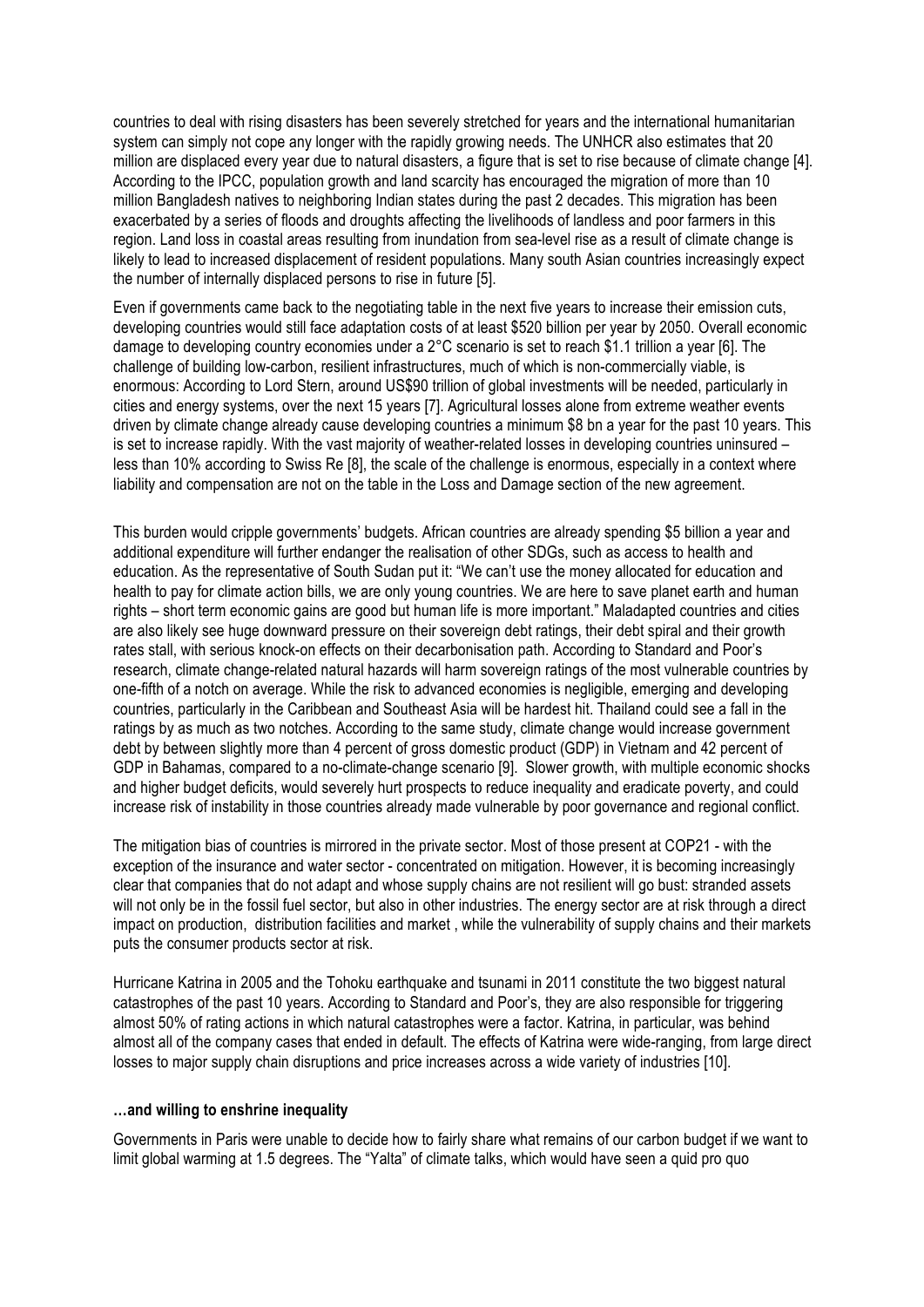countries to deal with rising disasters has been severely stretched for years and the international humanitarian system can simply not cope any longer with the rapidly growing needs. The UNHCR also estimates that 20 million are displaced every year due to natural disasters, a figure that is set to rise because of climate change [4]. According to the IPCC, population growth and land scarcity has encouraged the migration of more than 10 million Bangladesh natives to neighboring Indian states during the past 2 decades. This migration has been exacerbated by a series of floods and droughts affecting the livelihoods of landless and poor farmers in this region. Land loss in coastal areas resulting from inundation from sea-level rise as a result of climate change is likely to lead to increased displacement of resident populations. Many south Asian countries increasingly expect the number of internally displaced persons to rise in future [5].

Even if governments came back to the negotiating table in the next five years to increase their emission cuts, developing countries would still face adaptation costs of at least \$520 billion per year by 2050. Overall economic damage to developing country economies under a 2°C scenario is set to reach \$1.1 trillion a year [6]. The challenge of building low-carbon, resilient infrastructures, much of which is non-commercially viable, is enormous: According to Lord Stern, around US\$90 trillion of global investments will be needed, particularly in cities and energy systems, over the next 15 years [7]. Agricultural losses alone from extreme weather events driven by climate change already cause developing countries a minimum \$8 bn a year for the past 10 years. This is set to increase rapidly. With the vast majority of weather-related losses in developing countries uninsured – less than 10% according to Swiss Re [8], the scale of the challenge is enormous, especially in a context where liability and compensation are not on the table in the Loss and Damage section of the new agreement.

This burden would cripple governments' budgets. African countries are already spending \$5 billion a year and additional expenditure will further endanger the realisation of other SDGs, such as access to health and education. As the representative of South Sudan put it: "We can't use the money allocated for education and health to pay for climate action bills, we are only young countries. We are here to save planet earth and human rights – short term economic gains are good but human life is more important." Maladapted countries and cities are also likely see huge downward pressure on their sovereign debt ratings, their debt spiral and their growth rates stall, with serious knock-on effects on their decarbonisation path. According to Standard and Poor's research, climate change-related natural hazards will harm sovereign ratings of the most vulnerable countries by one-fifth of a notch on average. While the risk to advanced economies is negligible, emerging and developing countries, particularly in the Caribbean and Southeast Asia will be hardest hit. Thailand could see a fall in the ratings by as much as two notches. According to the same study, climate change would increase government debt by between slightly more than 4 percent of gross domestic product (GDP) in Vietnam and 42 percent of GDP in Bahamas, compared to a no-climate-change scenario [9]. Slower growth, with multiple economic shocks and higher budget deficits, would severely hurt prospects to reduce inequality and eradicate poverty, and could increase risk of instability in those countries already made vulnerable by poor governance and regional conflict.

The mitigation bias of countries is mirrored in the private sector. Most of those present at COP21 - with the exception of the insurance and water sector - concentrated on mitigation. However, it is becoming increasingly clear that companies that do not adapt and whose supply chains are not resilient will go bust: stranded assets will not only be in the fossil fuel sector, but also in other industries. The energy sector are at risk through a direct impact on production, distribution facilities and market , while the vulnerability of supply chains and their markets puts the consumer products sector at risk.

Hurricane Katrina in 2005 and the Tohoku earthquake and tsunami in 2011 constitute the two biggest natural catastrophes of the past 10 years. According to Standard and Poor's, they are also responsible for triggering almost 50% of rating actions in which natural catastrophes were a factor. Katrina, in particular, was behind almost all of the company cases that ended in default. The effects of Katrina were wide-ranging, from large direct losses to major supply chain disruptions and price increases across a wide variety of industries [10].

**…and willing to enshrine inequality**

Governments in Paris were unable to decide how to fairly share what remains of our carbon budget if we want to limit global warming at 1.5 degrees. The "Yalta" of climate talks, which would have seen a quid pro quo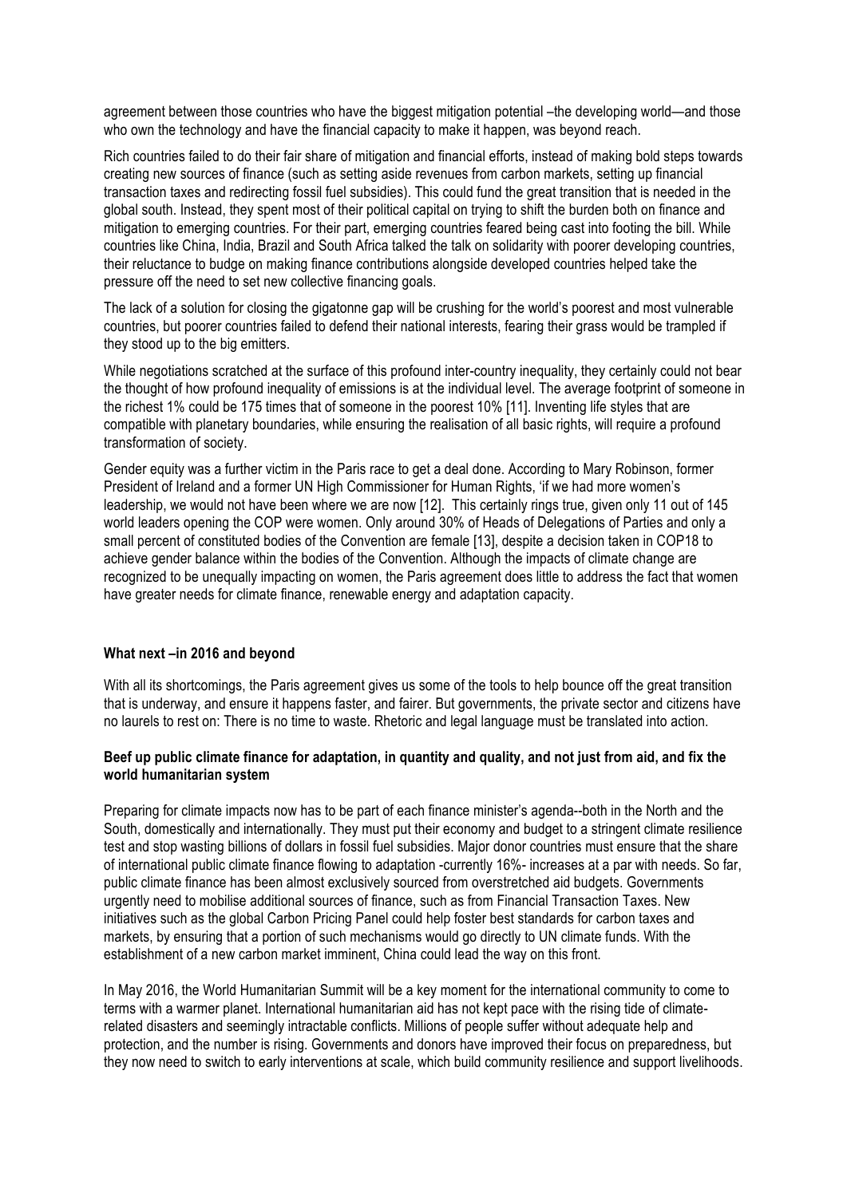agreement between those countries who have the biggest mitigation potential –the developing world—and those who own the technology and have the financial capacity to make it happen, was beyond reach.

Rich countries failed to do their fair share of mitigation and financial efforts, instead of making bold steps towards creating new sources of finance (such as setting aside revenues from carbon markets, setting up financial transaction taxes and redirecting fossil fuel subsidies). This could fund the great transition that is needed in the global south. Instead, they spent most of their political capital on trying to shift the burden both on finance and mitigation to emerging countries. For their part, emerging countries feared being cast into footing the bill. While countries like China, India, Brazil and South Africa talked the talk on solidarity with poorer developing countries, their reluctance to budge on making finance contributions alongside developed countries helped take the pressure off the need to set new collective financing goals.

The lack of a solution for closing the gigatonne gap will be crushing for the world's poorest and most vulnerable countries, but poorer countries failed to defend their national interests, fearing their grass would be trampled if they stood up to the big emitters.

While negotiations scratched at the surface of this profound inter-country inequality, they certainly could not bear the thought of how profound inequality of emissions is at the individual level. The average footprint of someone in the richest 1% could be 175 times that of someone in the poorest 10% [11]. Inventing life styles that are compatible with planetary boundaries, while ensuring the realisation of all basic rights, will require a profound transformation of society.

Gender equity was a further victim in the Paris race to get a deal done. According to Mary Robinson, former President of Ireland and a former UN High Commissioner for Human Rights, 'if we had more women's leadership, we would not have been where we are now [12]. This certainly rings true, given only 11 out of 145 world leaders opening the COP were women. Only around 30% of Heads of Delegations of Parties and only a small percent of constituted bodies of the Convention are female [13], despite a decision taken in COP18 to achieve gender balance within the bodies of the Convention. Although the impacts of climate change are recognized to be unequally impacting on women, the Paris agreement does little to address the fact that women have greater needs for climate finance, renewable energy and adaptation capacity.

**What next –in 2016 and beyond**

With all its shortcomings, the Paris agreement gives us some of the tools to help bounce off the great transition that is underway, and ensure it happens faster, and fairer. But governments, the private sector and citizens have no laurels to rest on: There is no time to waste. Rhetoric and legal language must be translated into action.

**Beef up public climate finance for adaptation, in quantity and quality, and not just from aid, and fix the world humanitarian system**

Preparing for climate impacts now has to be part of each finance minister's agenda--both in the North and the South, domestically and internationally. They must put their economy and budget to a stringent climate resilience test and stop wasting billions of dollars in fossil fuel subsidies. Major donor countries must ensure that the share of international public climate finance flowing to adaptation -currently 16%- increases at a par with needs. So far, public climate finance has been almost exclusively sourced from overstretched aid budgets. Governments urgently need to mobilise additional sources of finance, such as from Financial Transaction Taxes. New initiatives such as the global Carbon Pricing Panel could help foster best standards for carbon taxes and markets, by ensuring that a portion of such mechanisms would go directly to UN climate funds. With the establishment of a new carbon market imminent, China could lead the way on this front.

In May 2016, the World Humanitarian Summit will be a key moment for the international community to come to terms with a warmer planet. International humanitarian aid has not kept pace with the rising tide of climate-related disasters and seemingly intractable conflicts. Millions of people suffer without adequate help and protection, and the number is rising. Governments and donors have improved their focus on preparedness, but they now need to switch to early interventions at scale, which build community resilience and support livelihoods.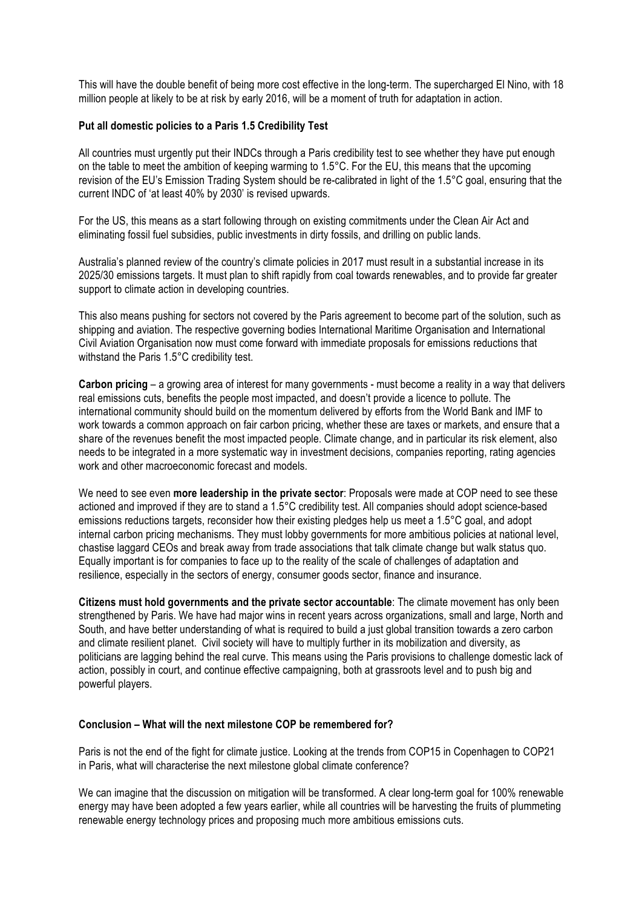This will have the double benefit of being more cost effective in the long-term. The supercharged El Nino, with 18 million people at likely to be at risk by early 2016, will be a moment of truth for adaptation in action.

**Put all domestic policies to a Paris 1.5 Credibility Test**

All countries must urgently put their INDCs through a Paris credibility test to see whether they have put enough on the table to meet the ambition of keeping warming to 1.5°C. For the EU, this means that the upcoming revision of the EU's Emission Trading System should be re-calibrated in light of the 1.5°C goal, ensuring that the current INDC of 'at least 40% by 2030' is revised upwards.

For the US, this means as a start following through on existing commitments under the Clean Air Act and eliminating fossil fuel subsidies, public investments in dirty fossils, and drilling on public lands.

Australia's planned review of the country's climate policies in 2017 must result in a substantial increase in its 2025/30 emissions targets. It must plan to shift rapidly from coal towards renewables, and to provide far greater support to climate action in developing countries.

This also means pushing for sectors not covered by the Paris agreement to become part of the solution, such as shipping and aviation. The respective governing bodies International Maritime Organisation and International Civil Aviation Organisation now must come forward with immediate proposals for emissions reductions that withstand the Paris 1.5°C credibility test.

**Carbon pricing** – a growing area of interest for many governments - must become a reality in a way that delivers real emissions cuts, benefits the people most impacted, and doesn't provide a licence to pollute. The international community should build on the momentum delivered by efforts from the World Bank and IMF to work towards a common approach on fair carbon pricing, whether these are taxes or markets, and ensure that a share of the revenues benefit the most impacted people. Climate change, and in particular its risk element, also needs to be integrated in a more systematic way in investment decisions, companies reporting, rating agencies work and other macroeconomic forecast and models.

We need to see even **more leadership in the private sector**: Proposals were made at COP need to see these actioned and improved if they are to stand a 1.5°C credibility test. All companies should adopt science-based emissions reductions targets, reconsider how their existing pledges help us meet a 1.5°C goal, and adopt internal carbon pricing mechanisms. They must lobby governments for more ambitious policies at national level, chastise laggard CEOs and break away from trade associations that talk climate change but walk status quo. Equally important is for companies to face up to the reality of the scale of challenges of adaptation and resilience, especially in the sectors of energy, consumer goods sector, finance and insurance.

**Citizens must hold governments and the private sector accountable**: The climate movement has only been strengthened by Paris. We have had major wins in recent years across organizations, small and large, North and South, and have better understanding of what is required to build a just global transition towards a zero carbon and climate resilient planet. Civil society will have to multiply further in its mobilization and diversity, as politicians are lagging behind the real curve. This means using the Paris provisions to challenge domestic lack of action, possibly in court, and continue effective campaigning, both at grassroots level and to push big and powerful players.

**Conclusion – What will the next milestone COP be remembered for?**

Paris is not the end of the fight for climate justice. Looking at the trends from COP15 in Copenhagen to COP21 in Paris, what will characterise the next milestone global climate conference?

We can imagine that the discussion on mitigation will be transformed. A clear long-term goal for 100% renewable energy may have been adopted a few years earlier, while all countries will be harvesting the fruits of plummeting renewable energy technology prices and proposing much more ambitious emissions cuts.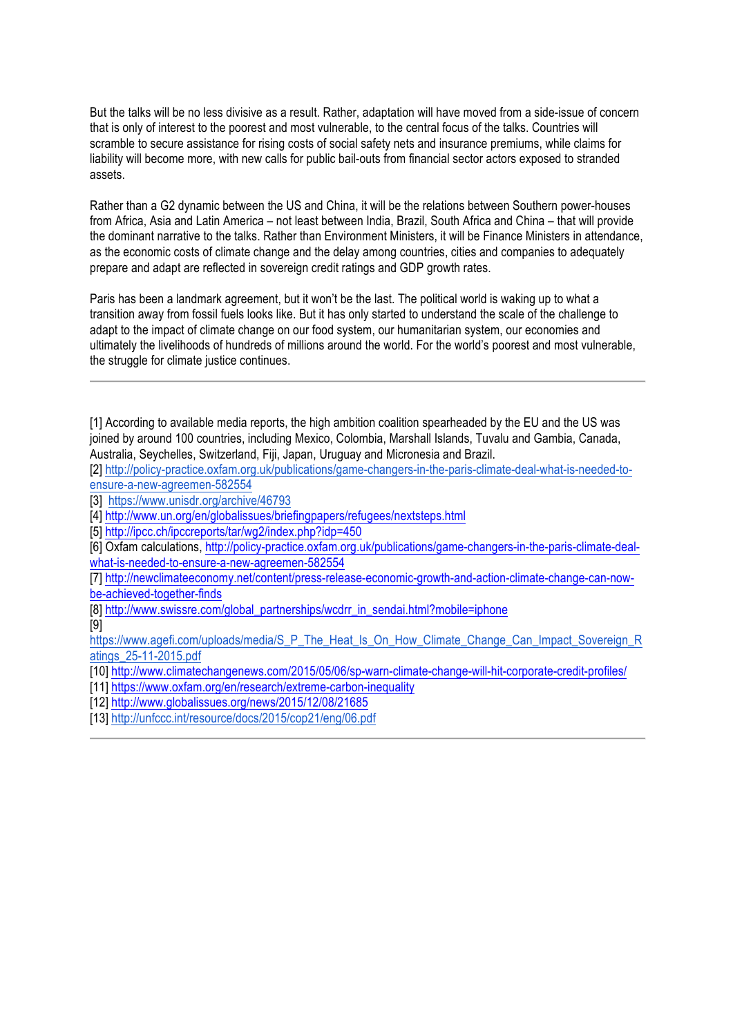But the talks will be no less divisive as a result. Rather, adaptation will have moved from a side-issue of concern that is only of interest to the poorest and most vulnerable, to the central focus of the talks. Countries will scramble to secure assistance for rising costs of social safety nets and insurance premiums, while claims for liability will become more, with new calls for public bail-outs from financial sector actors exposed to stranded assets.

Rather than a G2 dynamic between the US and China, it will be the relations between Southern power-houses from Africa, Asia and Latin America – not least between India, Brazil, South Africa and China – that will provide the dominant narrative to the talks. Rather than Environment Ministers, it will be Finance Ministers in attendance, as the economic costs of climate change and the delay among countries, cities and companies to adequately prepare and adapt are reflected in sovereign credit ratings and GDP growth rates.

Paris has been a landmark agreement, but it won't be the last. The political world is waking up to what a transition away from fossil fuels looks like. But it has only started to understand the scale of the challenge to adapt to the impact of climate change on our food system, our humanitarian system, our economies and ultimately the livelihoods of hundreds of millions around the world. For the world's poorest and most vulnerable, the struggle for climate justice continues.

---

[1] According to available media reports, the high ambition coalition spearheaded by the EU and the US was joined by around 100 countries, including Mexico, Colombia, Marshall Islands, Tuvalu and Gambia, Canada, Australia, Seychelles, Switzerland, Fiji, Japan, Uruguay and Micronesia and Brazil.

[2] http://policy-practice.oxfam.org.uk/publications/game-changers-in-the-paris-climate-deal-what-is-needed-to-ensure-a-new-agreemen-582554

[3] https://www.unisdr.org/archive/46793

[4] http://www.un.org/en/globalissues/briefingpapers/refugees/nextsteps.html

[5] http://ipcc.ch/ipccreports/tar/wg2/index.php?idp=450

[6] Oxfam calculations, http://policy-practice.oxfam.org.uk/publications/game-changers-in-the-paris-climate-deal-what-is-needed-to-ensure-a-new-agreemen-582554

[7] http://newclimateeconomy.net/content/press-release-economic-growth-and-action-climate-change-can-now-be-achieved-together-finds

[8] http://www.swissre.com/global_partnerships/wcdrr_in_sendai.html?mobile=iphone

[9] https://www.agefi.com/uploads/media/S_P_The_Heat_Is_On_How_Climate_Change_Can_Impact_Sovereign_Ratings_25-11-2015.pdf

[10] http://www.climatechangenews.com/2015/05/06/sp-warn-climate-change-will-hit-corporate-credit-profiles/

[11] https://www.oxfam.org/en/research/extreme-carbon-inequality

[12] http://www.globalissues.org/news/2015/12/08/21685

[13] http://unfccc.int/resource/docs/2015/cop21/eng/06.pdf

---